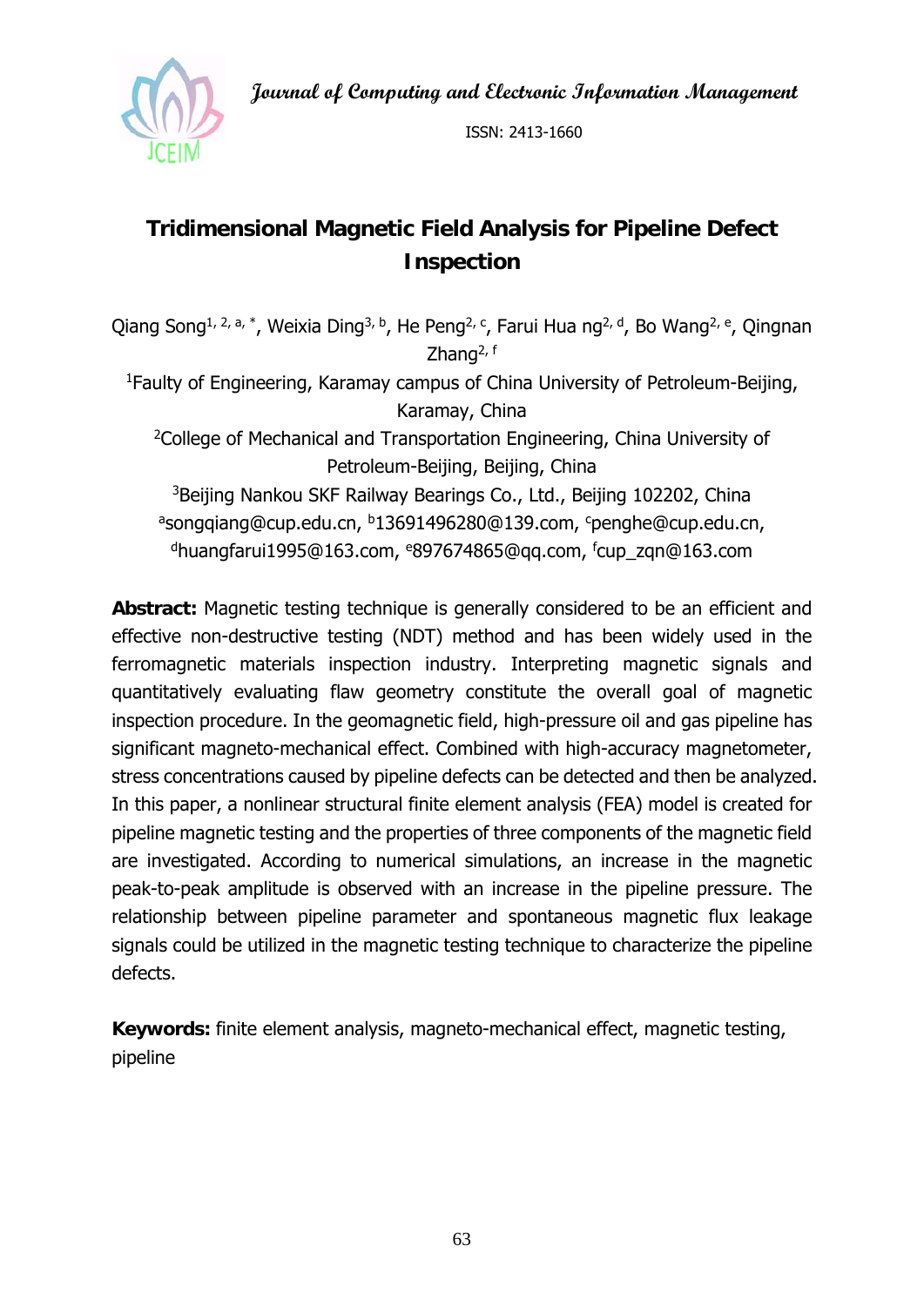Journal of Computing and Electronic Information Management

ISSN: 2413-1660

# Tridimensional Magnetic Field Analysis for Pipeline Defect Inspection

Qiang Song[1, 2, a, *], Weixia Ding[3, b], He Peng[2, c], Farui Hua ng[2, d], Bo Wang[2, e], Qingnan Zhang[2, f]

[1]Faulty of Engineering, Karamay campus of China University of Petroleum-Beijing, Karamay, China

[2]College of Mechanical and Transportation Engineering, China University of Petroleum-Beijing, Beijing, China

[3]Beijing Nankou SKF Railway Bearings Co., Ltd., Beijing 102202, China

[a]songqiang@cup.edu.cn, [b]13691496280@139.com, [c]penghe@cup.edu.cn, [d]huangfarui1995@163.com, [e]897674865@qq.com, [f]cup_zqn@163.com

**Abstract:** Magnetic testing technique is generally considered to be an efficient and effective non-destructive testing (NDT) method and has been widely used in the ferromagnetic materials inspection industry. Interpreting magnetic signals and quantitatively evaluating flaw geometry constitute the overall goal of magnetic inspection procedure. In the geomagnetic field, high-pressure oil and gas pipeline has significant magneto-mechanical effect. Combined with high-accuracy magnetometer, stress concentrations caused by pipeline defects can be detected and then be analyzed. In this paper, a nonlinear structural finite element analysis (FEA) model is created for pipeline magnetic testing and the properties of three components of the magnetic field are investigated. According to numerical simulations, an increase in the magnetic peak-to-peak amplitude is observed with an increase in the pipeline pressure. The relationship between pipeline parameter and spontaneous magnetic flux leakage signals could be utilized in the magnetic testing technique to characterize the pipeline defects.

**Keywords:** finite element analysis, magneto-mechanical effect, magnetic testing, pipeline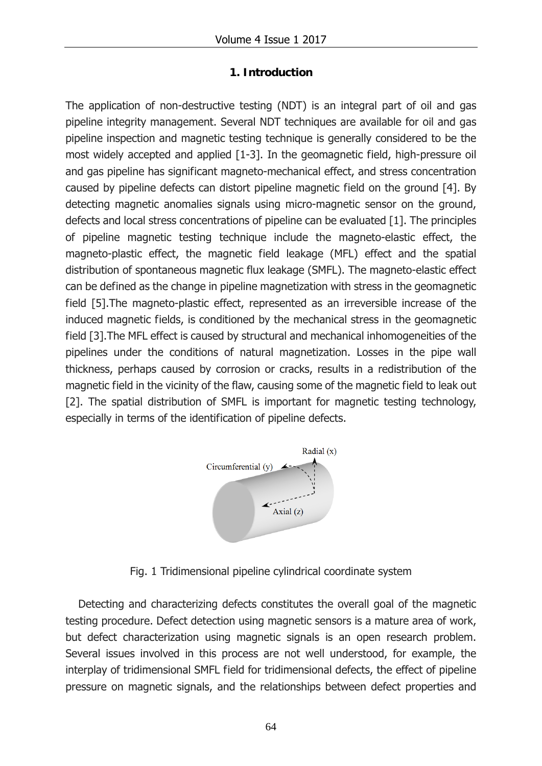## 1. Introduction

The application of non-destructive testing (NDT) is an integral part of oil and gas pipeline integrity management. Several NDT techniques are available for oil and gas pipeline inspection and magnetic testing technique is generally considered to be the most widely accepted and applied [1-3]. In the geomagnetic field, high-pressure oil and gas pipeline has significant magneto-mechanical effect, and stress concentration caused by pipeline defects can distort pipeline magnetic field on the ground [4]. By detecting magnetic anomalies signals using micro-magnetic sensor on the ground, defects and local stress concentrations of pipeline can be evaluated [1]. The principles of pipeline magnetic testing technique include the magneto-elastic effect, the magneto-plastic effect, the magnetic field leakage (MFL) effect and the spatial distribution of spontaneous magnetic flux leakage (SMFL). The magneto-elastic effect can be defined as the change in pipeline magnetization with stress in the geomagnetic field [5].The magneto-plastic effect, represented as an irreversible increase of the induced magnetic fields, is conditioned by the mechanical stress in the geomagnetic field [3].The MFL effect is caused by structural and mechanical inhomogeneities of the pipelines under the conditions of natural magnetization. Losses in the pipe wall thickness, perhaps caused by corrosion or cracks, results in a redistribution of the magnetic field in the vicinity of the flaw, causing some of the magnetic field to leak out [2]. The spatial distribution of SMFL is important for magnetic testing technology, especially in terms of the identification of pipeline defects.

Fig. 1 Tridimensional pipeline cylindrical coordinate system

Detecting and characterizing defects constitutes the overall goal of the magnetic testing procedure. Defect detection using magnetic sensors is a mature area of work, but defect characterization using magnetic signals is an open research problem. Several issues involved in this process are not well understood, for example, the interplay of tridimensional SMFL field for tridimensional defects, the effect of pipeline pressure on magnetic signals, and the relationships between defect properties and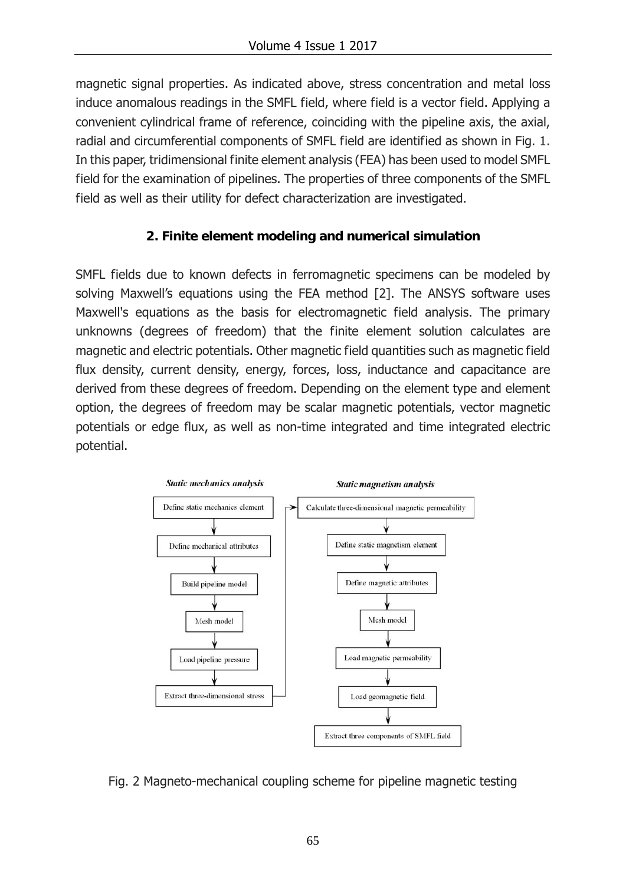magnetic signal properties. As indicated above, stress concentration and metal loss induce anomalous readings in the SMFL field, where field is a vector field. Applying a convenient cylindrical frame of reference, coinciding with the pipeline axis, the axial, radial and circumferential components of SMFL field are identified as shown in Fig. 1. In this paper, tridimensional finite element analysis (FEA) has been used to model SMFL field for the examination of pipelines. The properties of three components of the SMFL field as well as their utility for defect characterization are investigated.

## 2. Finite element modeling and numerical simulation

SMFL fields due to known defects in ferromagnetic specimens can be modeled by solving Maxwell's equations using the FEA method [2]. The ANSYS software uses Maxwell's equations as the basis for electromagnetic field analysis. The primary unknowns (degrees of freedom) that the finite element solution calculates are magnetic and electric potentials. Other magnetic field quantities such as magnetic field flux density, current density, energy, forces, loss, inductance and capacitance are derived from these degrees of freedom. Depending on the element type and element option, the degrees of freedom may be scalar magnetic potentials, vector magnetic potentials or edge flux, as well as non-time integrated and time integrated electric potential.

*Static mechanics analysis*

- Define static mechanics element
- Define mechanical attributes
- Build pipeline model
- Mesh model
- Load pipeline pressure
- Extract three-dimensional stress

*Static magnetism analysis*

- Calculate three-dimensional magnetic permeability
- Define static magnetism element
- Define magnetic attributes
- Mesh model
- Load magnetic permeability
- Load geomagnetic field
- Extract three components of SMFL field

Fig. 2 Magneto-mechanical coupling scheme for pipeline magnetic testing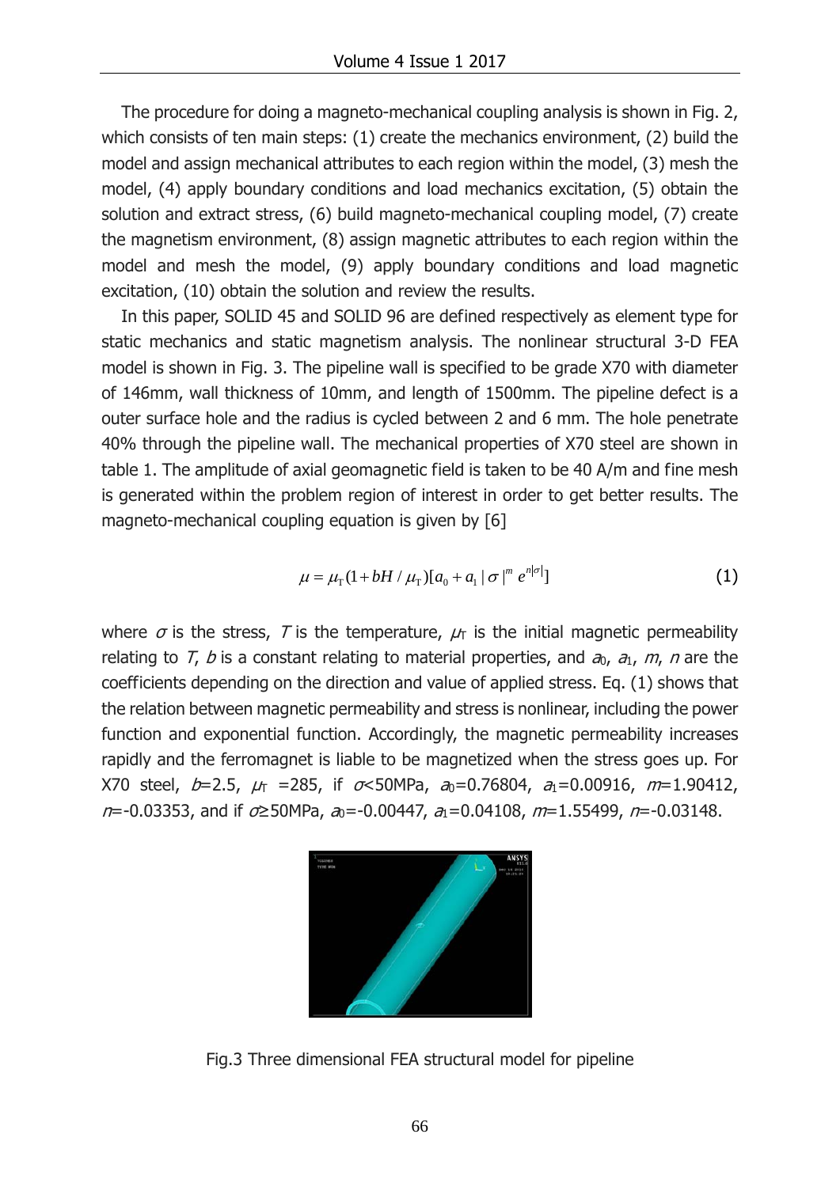The procedure for doing a magneto-mechanical coupling analysis is shown in Fig. 2, which consists of ten main steps: (1) create the mechanics environment, (2) build the model and assign mechanical attributes to each region within the model, (3) mesh the model, (4) apply boundary conditions and load mechanics excitation, (5) obtain the solution and extract stress, (6) build magneto-mechanical coupling model, (7) create the magnetism environment, (8) assign magnetic attributes to each region within the model and mesh the model, (9) apply boundary conditions and load magnetic excitation, (10) obtain the solution and review the results.

In this paper, SOLID 45 and SOLID 96 are defined respectively as element type for static mechanics and static magnetism analysis. The nonlinear structural 3-D FEA model is shown in Fig. 3. The pipeline wall is specified to be grade X70 with diameter of 146mm, wall thickness of 10mm, and length of 1500mm. The pipeline defect is a outer surface hole and the radius is cycled between 2 and 6 mm. The hole penetrate 40% through the pipeline wall. The mechanical properties of X70 steel are shown in table 1. The amplitude of axial geomagnetic field is taken to be 40 A/m and fine mesh is generated within the problem region of interest in order to get better results. The magneto-mechanical coupling equation is given by [6]

$$\mu = \mu_{\mathrm{T}}(1 + bH / \mu_{\mathrm{T}})[a_0 + a_1 |\sigma|^m e^{n|\sigma|}] \tag{1}$$

where $\sigma$ is the stress, $T$ is the temperature, $\mu_T$ is the initial magnetic permeability relating to $T$, $b$ is a constant relating to material properties, and $a_0$, $a_1$, $m$, $n$ are the coefficients depending on the direction and value of applied stress. Eq. (1) shows that the relation between magnetic permeability and stress is nonlinear, including the power function and exponential function. Accordingly, the magnetic permeability increases rapidly and the ferromagnet is liable to be magnetized when the stress goes up. For X70 steel, $b$=2.5, $\mu_T$ =285, if $\sigma$<50MPa, $a_0$=0.76804, $a_1$=0.00916, $m$=1.90412, $n$=-0.03353, and if $\sigma$≥50MPa, $a_0$=-0.00447, $a_1$=0.04108, $m$=1.55499, $n$=-0.03148.

Fig.3 Three dimensional FEA structural model for pipeline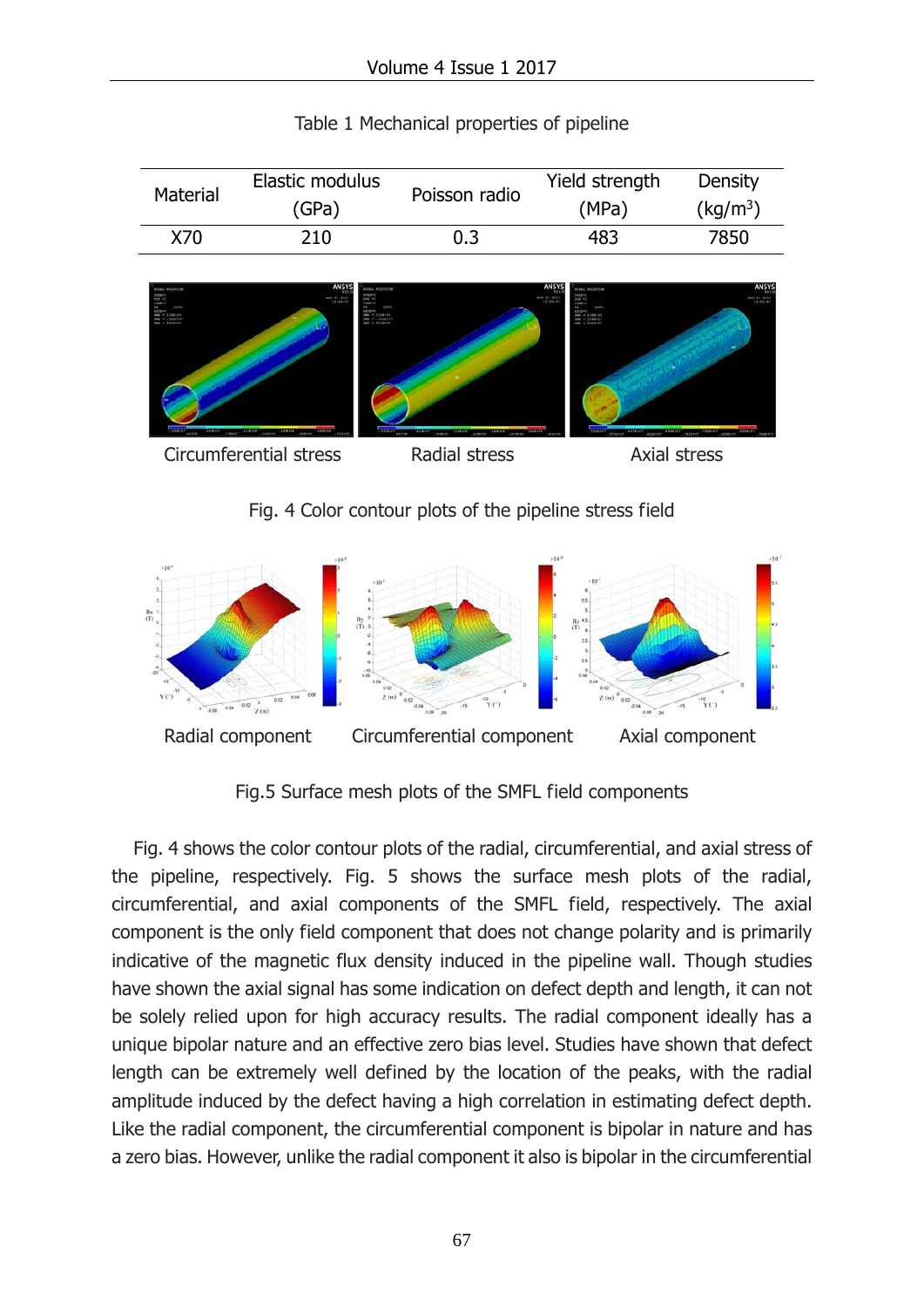Table 1 Mechanical properties of pipeline

| Material | Elastic modulus (GPa) | Poisson radio | Yield strength (MPa) | Density (kg/m$^3$) |
|---|---|---|---|---|
| X70 | 210 | 0.3 | 483 | 7850 |

Circumferential stress　　Radial stress　　Axial stress

Fig. 4 Color contour plots of the pipeline stress field

Radial component　　Circumferential component　　Axial component

Fig.5 Surface mesh plots of the SMFL field components

Fig. 4 shows the color contour plots of the radial, circumferential, and axial stress of the pipeline, respectively. Fig. 5 shows the surface mesh plots of the radial, circumferential, and axial components of the SMFL field, respectively. The axial component is the only field component that does not change polarity and is primarily indicative of the magnetic flux density induced in the pipeline wall. Though studies have shown the axial signal has some indication on defect depth and length, it can not be solely relied upon for high accuracy results. The radial component ideally has a unique bipolar nature and an effective zero bias level. Studies have shown that defect length can be extremely well defined by the location of the peaks, with the radial amplitude induced by the defect having a high correlation in estimating defect depth. Like the radial component, the circumferential component is bipolar in nature and has a zero bias. However, unlike the radial component it also is bipolar in the circumferential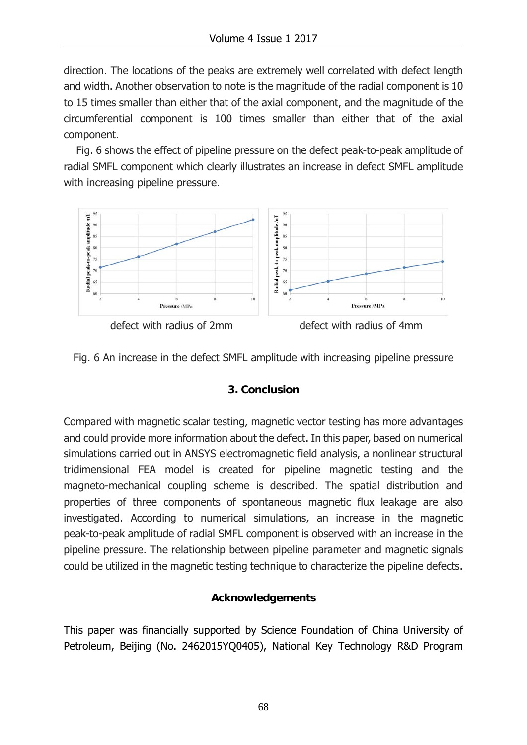direction. The locations of the peaks are extremely well correlated with defect length and width. Another observation to note is the magnitude of the radial component is 10 to 15 times smaller than either that of the axial component, and the magnitude of the circumferential component is 100 times smaller than either that of the axial component.

Fig. 6 shows the effect of pipeline pressure on the defect peak-to-peak amplitude of radial SMFL component which clearly illustrates an increase in defect SMFL amplitude with increasing pipeline pressure.

defect with radius of 2mm

defect with radius of 4mm

Fig. 6 An increase in the defect SMFL amplitude with increasing pipeline pressure

## 3. Conclusion

Compared with magnetic scalar testing, magnetic vector testing has more advantages and could provide more information about the defect. In this paper, based on numerical simulations carried out in ANSYS electromagnetic field analysis, a nonlinear structural tridimensional FEA model is created for pipeline magnetic testing and the magneto-mechanical coupling scheme is described. The spatial distribution and properties of three components of spontaneous magnetic flux leakage are also investigated. According to numerical simulations, an increase in the magnetic peak-to-peak amplitude of radial SMFL component is observed with an increase in the pipeline pressure. The relationship between pipeline parameter and magnetic signals could be utilized in the magnetic testing technique to characterize the pipeline defects.

## Acknowledgements

This paper was financially supported by Science Foundation of China University of Petroleum, Beijing (No. 2462015YQ0405), National Key Technology R&D Program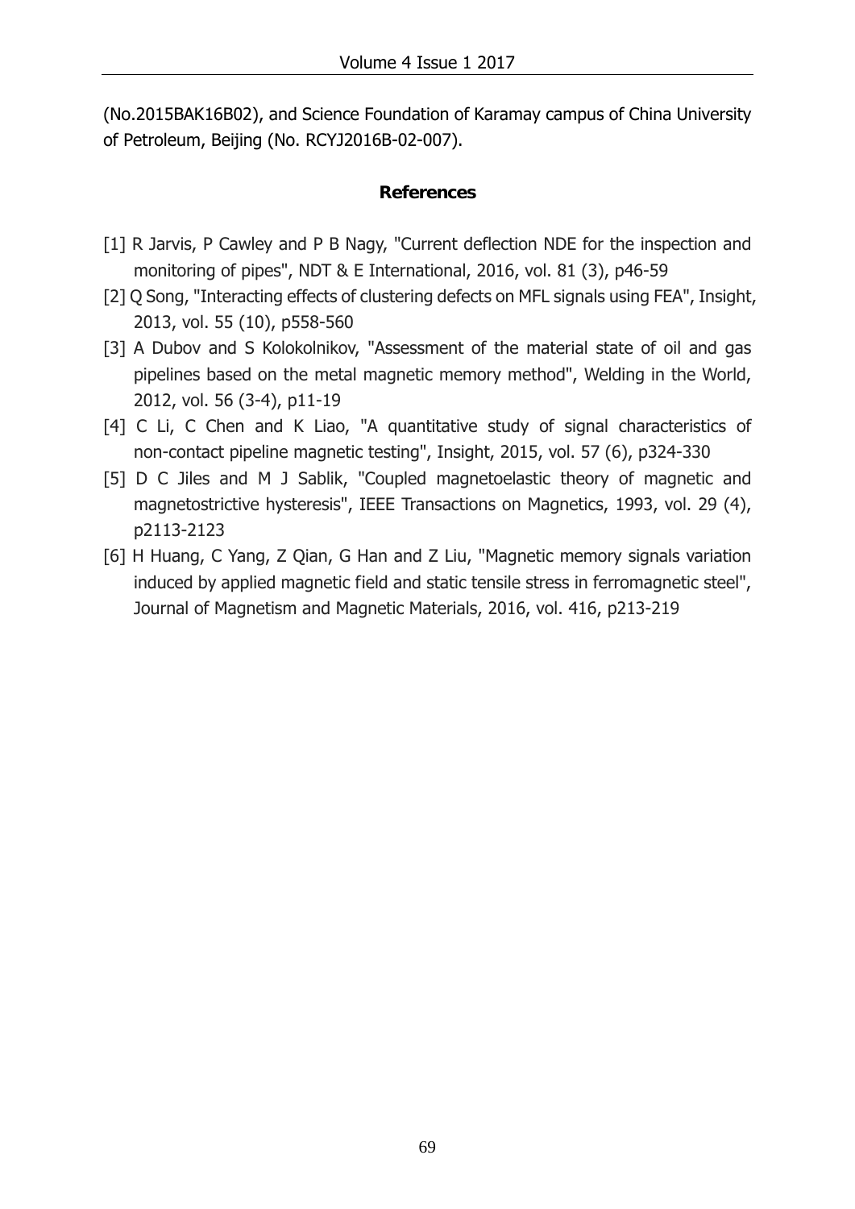(No.2015BAK16B02), and Science Foundation of Karamay campus of China University of Petroleum, Beijing (No. RCYJ2016B-02-007).

## References

[1] R Jarvis, P Cawley and P B Nagy, "Current deflection NDE for the inspection and monitoring of pipes", NDT & E International, 2016, vol. 81 (3), p46-59

[2] Q Song, "Interacting effects of clustering defects on MFL signals using FEA", Insight, 2013, vol. 55 (10), p558-560

[3] A Dubov and S Kolokolnikov, "Assessment of the material state of oil and gas pipelines based on the metal magnetic memory method", Welding in the World, 2012, vol. 56 (3-4), p11-19

[4] C Li, C Chen and K Liao, "A quantitative study of signal characteristics of non-contact pipeline magnetic testing", Insight, 2015, vol. 57 (6), p324-330

[5] D C Jiles and M J Sablik, "Coupled magnetoelastic theory of magnetic and magnetostrictive hysteresis", IEEE Transactions on Magnetics, 1993, vol. 29 (4), p2113-2123

[6] H Huang, C Yang, Z Qian, G Han and Z Liu, "Magnetic memory signals variation induced by applied magnetic field and static tensile stress in ferromagnetic steel", Journal of Magnetism and Magnetic Materials, 2016, vol. 416, p213-219